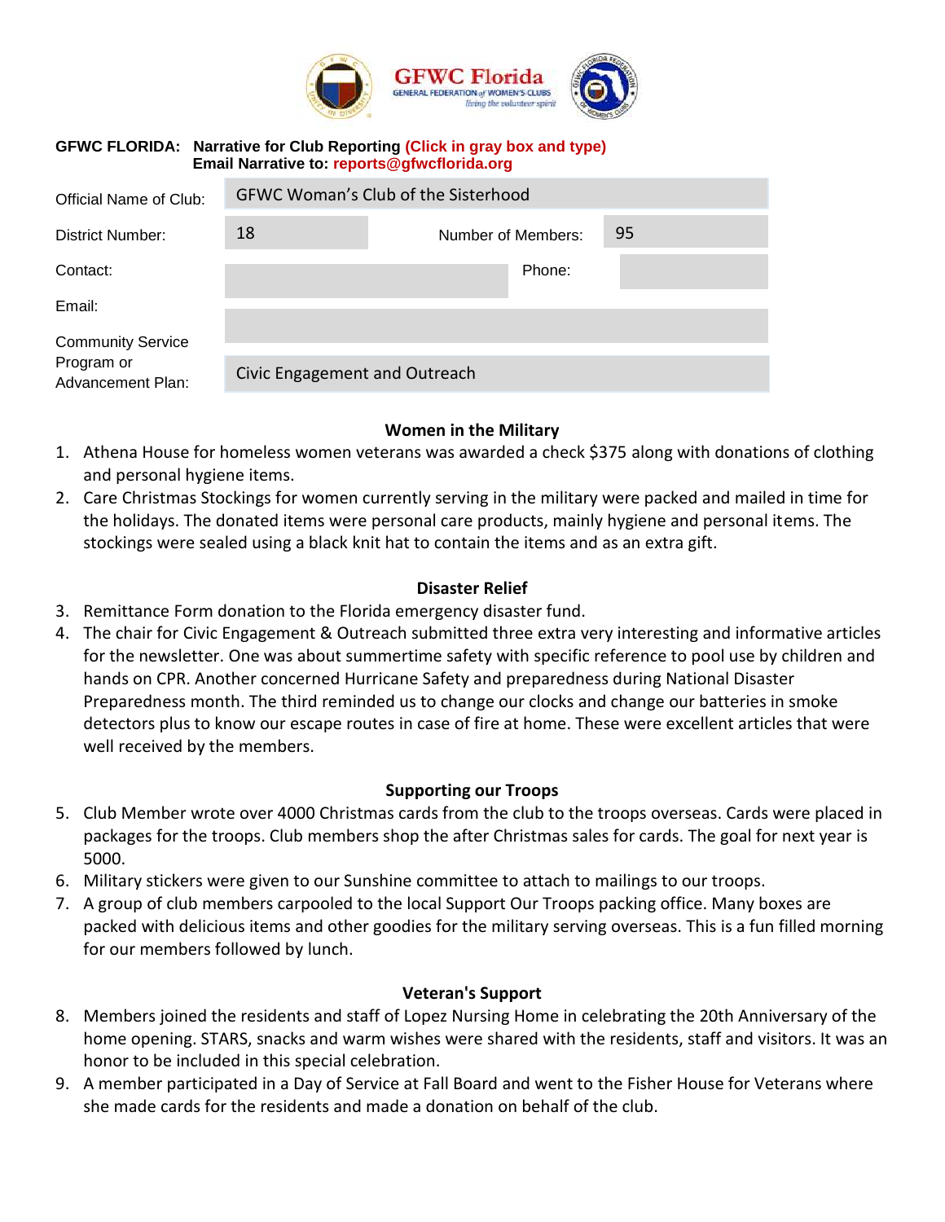**GFWC Florida**
GENERAL FEDERATION *of* WOMEN'S CLUBS
*living the volunteer spirit*

**GFWC FLORIDA: Narrative for Club Reporting (Click in gray box and type)**
**Email Narrative to: reports@gfwcflorida.org**

| | | | |
|---|---|---|---|
| Official Name of Club: | GFWC Woman's Club of the Sisterhood | | |
| District Number: | 18 | Number of Members: | 95 |
| Contact: | | Phone: | |
| Email: | | | |
| Community Service Program or Advancement Plan: | Civic Engagement and Outreach | | |

**Women in the Military**

1. Athena House for homeless women veterans was awarded a check $375 along with donations of clothing and personal hygiene items.
2. Care Christmas Stockings for women currently serving in the military were packed and mailed in time for the holidays. The donated items were personal care products, mainly hygiene and personal items. The stockings were sealed using a black knit hat to contain the items and as an extra gift.

**Disaster Relief**

3. Remittance Form donation to the Florida emergency disaster fund.
4. The chair for Civic Engagement & Outreach submitted three extra very interesting and informative articles for the newsletter. One was about summertime safety with specific reference to pool use by children and hands on CPR. Another concerned Hurricane Safety and preparedness during National Disaster Preparedness month. The third reminded us to change our clocks and change our batteries in smoke detectors plus to know our escape routes in case of fire at home. These were excellent articles that were well received by the members.

**Supporting our Troops**

5. Club Member wrote over 4000 Christmas cards from the club to the troops overseas. Cards were placed in packages for the troops. Club members shop the after Christmas sales for cards. The goal for next year is 5000.
6. Military stickers were given to our Sunshine committee to attach to mailings to our troops.
7. A group of club members carpooled to the local Support Our Troops packing office. Many boxes are packed with delicious items and other goodies for the military serving overseas. This is a fun filled morning for our members followed by lunch.

**Veteran's Support**

8. Members joined the residents and staff of Lopez Nursing Home in celebrating the 20th Anniversary of the home opening. STARS, snacks and warm wishes were shared with the residents, staff and visitors. It was an honor to be included in this special celebration.
9. A member participated in a Day of Service at Fall Board and went to the Fisher House for Veterans where she made cards for the residents and made a donation on behalf of the club.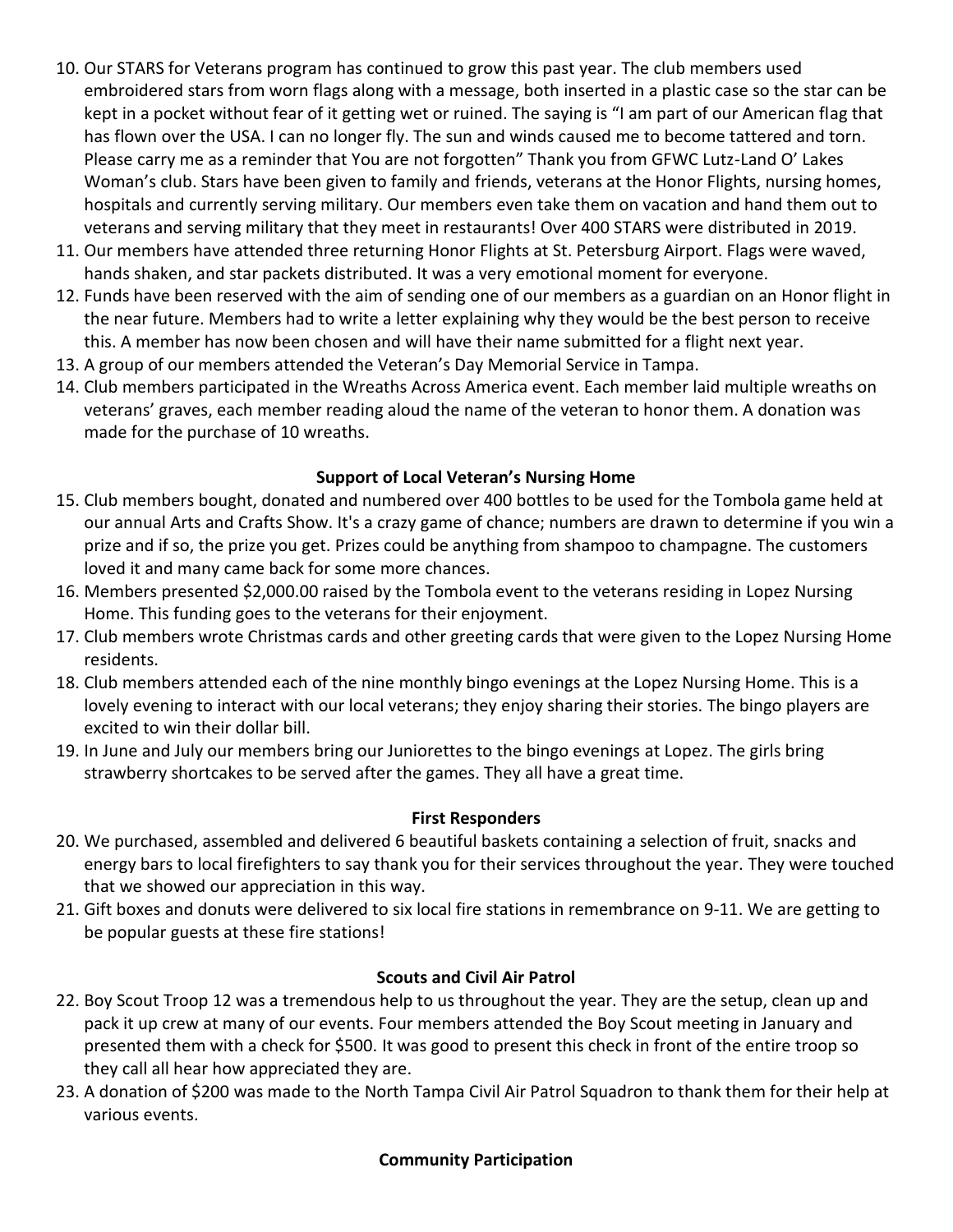10. Our STARS for Veterans program has continued to grow this past year. The club members used embroidered stars from worn flags along with a message, both inserted in a plastic case so the star can be kept in a pocket without fear of it getting wet or ruined. The saying is "I am part of our American flag that has flown over the USA. I can no longer fly. The sun and winds caused me to become tattered and torn. Please carry me as a reminder that You are not forgotten" Thank you from GFWC Lutz-Land O' Lakes Woman's club. Stars have been given to family and friends, veterans at the Honor Flights, nursing homes, hospitals and currently serving military. Our members even take them on vacation and hand them out to veterans and serving military that they meet in restaurants! Over 400 STARS were distributed in 2019.
11. Our members have attended three returning Honor Flights at St. Petersburg Airport. Flags were waved, hands shaken, and star packets distributed. It was a very emotional moment for everyone.
12. Funds have been reserved with the aim of sending one of our members as a guardian on an Honor flight in the near future. Members had to write a letter explaining why they would be the best person to receive this. A member has now been chosen and will have their name submitted for a flight next year.
13. A group of our members attended the Veteran's Day Memorial Service in Tampa.
14. Club members participated in the Wreaths Across America event. Each member laid multiple wreaths on veterans' graves, each member reading aloud the name of the veteran to honor them. A donation was made for the purchase of 10 wreaths.

**Support of Local Veteran's Nursing Home**

15. Club members bought, donated and numbered over 400 bottles to be used for the Tombola game held at our annual Arts and Crafts Show. It's a crazy game of chance; numbers are drawn to determine if you win a prize and if so, the prize you get. Prizes could be anything from shampoo to champagne. The customers loved it and many came back for some more chances.
16. Members presented $2,000.00 raised by the Tombola event to the veterans residing in Lopez Nursing Home. This funding goes to the veterans for their enjoyment.
17. Club members wrote Christmas cards and other greeting cards that were given to the Lopez Nursing Home residents.
18. Club members attended each of the nine monthly bingo evenings at the Lopez Nursing Home. This is a lovely evening to interact with our local veterans; they enjoy sharing their stories. The bingo players are excited to win their dollar bill.
19. In June and July our members bring our Juniorettes to the bingo evenings at Lopez. The girls bring strawberry shortcakes to be served after the games. They all have a great time.

**First Responders**

20. We purchased, assembled and delivered 6 beautiful baskets containing a selection of fruit, snacks and energy bars to local firefighters to say thank you for their services throughout the year. They were touched that we showed our appreciation in this way.
21. Gift boxes and donuts were delivered to six local fire stations in remembrance on 9-11. We are getting to be popular guests at these fire stations!

**Scouts and Civil Air Patrol**

22. Boy Scout Troop 12 was a tremendous help to us throughout the year. They are the setup, clean up and pack it up crew at many of our events. Four members attended the Boy Scout meeting in January and presented them with a check for $500. It was good to present this check in front of the entire troop so they call all hear how appreciated they are.
23. A donation of $200 was made to the North Tampa Civil Air Patrol Squadron to thank them for their help at various events.

**Community Participation**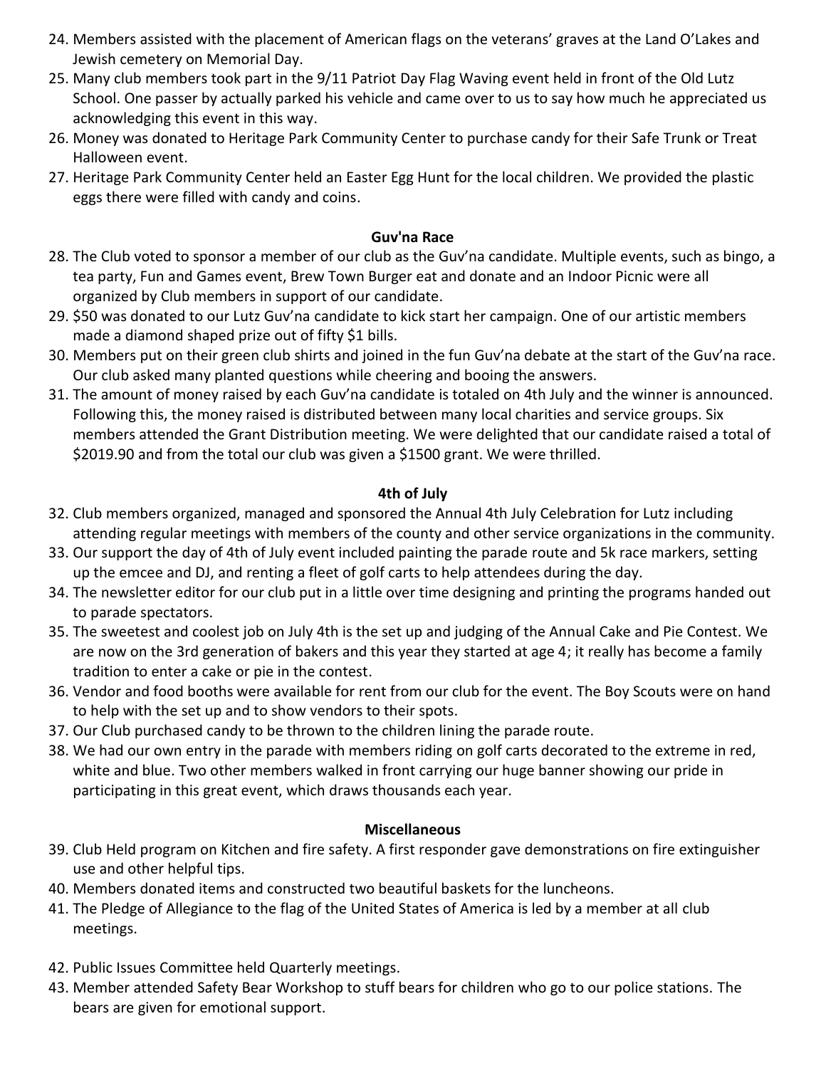24. Members assisted with the placement of American flags on the veterans' graves at the Land O'Lakes and Jewish cemetery on Memorial Day.
25. Many club members took part in the 9/11 Patriot Day Flag Waving event held in front of the Old Lutz School. One passer by actually parked his vehicle and came over to us to say how much he appreciated us acknowledging this event in this way.
26. Money was donated to Heritage Park Community Center to purchase candy for their Safe Trunk or Treat Halloween event.
27. Heritage Park Community Center held an Easter Egg Hunt for the local children. We provided the plastic eggs there were filled with candy and coins.

**Guv'na Race**

28. The Club voted to sponsor a member of our club as the Guv'na candidate. Multiple events, such as bingo, a tea party, Fun and Games event, Brew Town Burger eat and donate and an Indoor Picnic were all organized by Club members in support of our candidate.
29. $50 was donated to our Lutz Guv'na candidate to kick start her campaign. One of our artistic members made a diamond shaped prize out of fifty $1 bills.
30. Members put on their green club shirts and joined in the fun Guv'na debate at the start of the Guv'na race. Our club asked many planted questions while cheering and booing the answers.
31. The amount of money raised by each Guv'na candidate is totaled on 4th July and the winner is announced. Following this, the money raised is distributed between many local charities and service groups. Six members attended the Grant Distribution meeting. We were delighted that our candidate raised a total of $2019.90 and from the total our club was given a $1500 grant. We were thrilled.

**4th of July**

32. Club members organized, managed and sponsored the Annual 4th July Celebration for Lutz including attending regular meetings with members of the county and other service organizations in the community.
33. Our support the day of 4th of July event included painting the parade route and 5k race markers, setting up the emcee and DJ, and renting a fleet of golf carts to help attendees during the day.
34. The newsletter editor for our club put in a little over time designing and printing the programs handed out to parade spectators.
35. The sweetest and coolest job on July 4th is the set up and judging of the Annual Cake and Pie Contest. We are now on the 3rd generation of bakers and this year they started at age 4; it really has become a family tradition to enter a cake or pie in the contest.
36. Vendor and food booths were available for rent from our club for the event. The Boy Scouts were on hand to help with the set up and to show vendors to their spots.
37. Our Club purchased candy to be thrown to the children lining the parade route.
38. We had our own entry in the parade with members riding on golf carts decorated to the extreme in red, white and blue. Two other members walked in front carrying our huge banner showing our pride in participating in this great event, which draws thousands each year.

**Miscellaneous**

39. Club Held program on Kitchen and fire safety. A first responder gave demonstrations on fire extinguisher use and other helpful tips.
40. Members donated items and constructed two beautiful baskets for the luncheons.
41. The Pledge of Allegiance to the flag of the United States of America is led by a member at all club meetings.
42. Public Issues Committee held Quarterly meetings.
43. Member attended Safety Bear Workshop to stuff bears for children who go to our police stations. The bears are given for emotional support.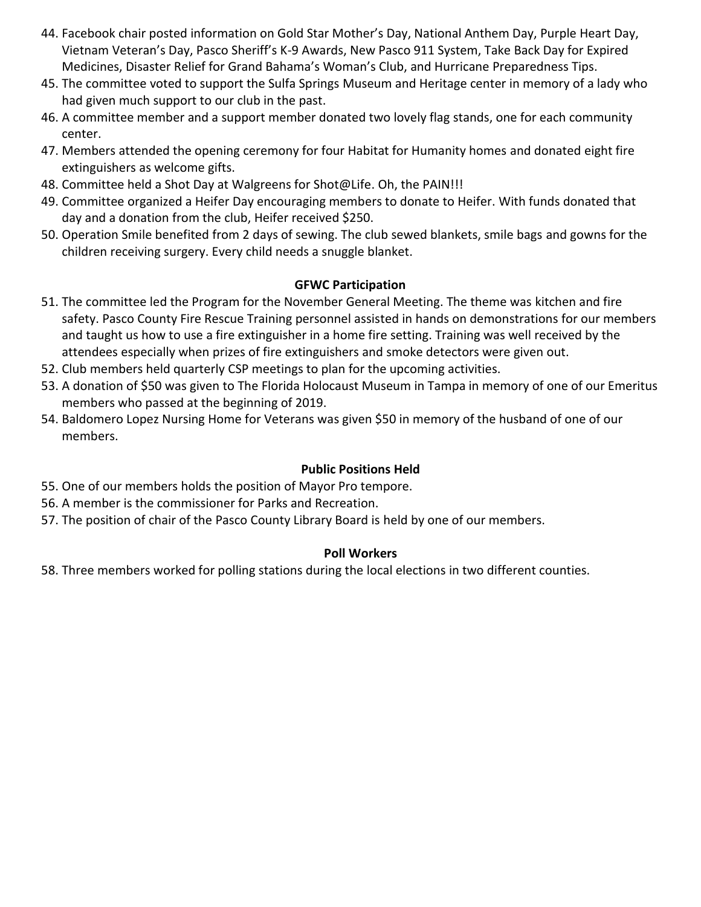44. Facebook chair posted information on Gold Star Mother's Day, National Anthem Day, Purple Heart Day, Vietnam Veteran's Day, Pasco Sheriff's K-9 Awards, New Pasco 911 System, Take Back Day for Expired Medicines, Disaster Relief for Grand Bahama's Woman's Club, and Hurricane Preparedness Tips.
45. The committee voted to support the Sulfa Springs Museum and Heritage center in memory of a lady who had given much support to our club in the past.
46. A committee member and a support member donated two lovely flag stands, one for each community center.
47. Members attended the opening ceremony for four Habitat for Humanity homes and donated eight fire extinguishers as welcome gifts.
48. Committee held a Shot Day at Walgreens for Shot@Life. Oh, the PAIN!!!
49. Committee organized a Heifer Day encouraging members to donate to Heifer. With funds donated that day and a donation from the club, Heifer received $250.
50. Operation Smile benefited from 2 days of sewing. The club sewed blankets, smile bags and gowns for the children receiving surgery. Every child needs a snuggle blanket.

**GFWC Participation**

51. The committee led the Program for the November General Meeting. The theme was kitchen and fire safety. Pasco County Fire Rescue Training personnel assisted in hands on demonstrations for our members and taught us how to use a fire extinguisher in a home fire setting. Training was well received by the attendees especially when prizes of fire extinguishers and smoke detectors were given out.
52. Club members held quarterly CSP meetings to plan for the upcoming activities.
53. A donation of $50 was given to The Florida Holocaust Museum in Tampa in memory of one of our Emeritus members who passed at the beginning of 2019.
54. Baldomero Lopez Nursing Home for Veterans was given $50 in memory of the husband of one of our members.

**Public Positions Held**

55. One of our members holds the position of Mayor Pro tempore.
56. A member is the commissioner for Parks and Recreation.
57. The position of chair of the Pasco County Library Board is held by one of our members.

**Poll Workers**

58. Three members worked for polling stations during the local elections in two different counties.